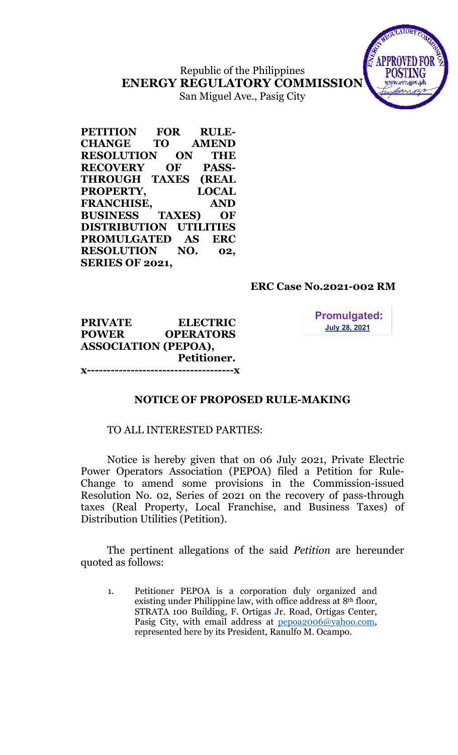Republic of the Philippines
**ENERGY REGULATORY COMMISSION**
San Miguel Ave., Pasig City

**PETITION FOR RULE-CHANGE TO AMEND RESOLUTION ON THE RECOVERY OF PASS-THROUGH TAXES (REAL PROPERTY, LOCAL FRANCHISE, AND BUSINESS TAXES) OF DISTRIBUTION UTILITIES PROMULGATED AS ERC RESOLUTION NO. 02, SERIES OF 2021,**

**ERC Case No.2021-002 RM**

**PRIVATE ELECTRIC POWER OPERATORS ASSOCIATION (PEPOA),**
**Petitioner.**

**x-------------------------------------x**

**Promulgated:**
**July 28, 2021**

## NOTICE OF PROPOSED RULE-MAKING

TO ALL INTERESTED PARTIES:

Notice is hereby given that on 06 July 2021, Private Electric Power Operators Association (PEPOA) filed a Petition for Rule-Change to amend some provisions in the Commission-issued Resolution No. 02, Series of 2021 on the recovery of pass-through taxes (Real Property, Local Franchise, and Business Taxes) of Distribution Utilities (Petition).

The pertinent allegations of the said *Petition* are hereunder quoted as follows:

1. Petitioner PEPOA is a corporation duly organized and existing under Philippine law, with office address at 8th floor, STRATA 100 Building, F. Ortigas Jr. Road, Ortigas Center, Pasig City, with email address at pepoa2006@yahoo.com, represented here by its President, Ranulfo M. Ocampo.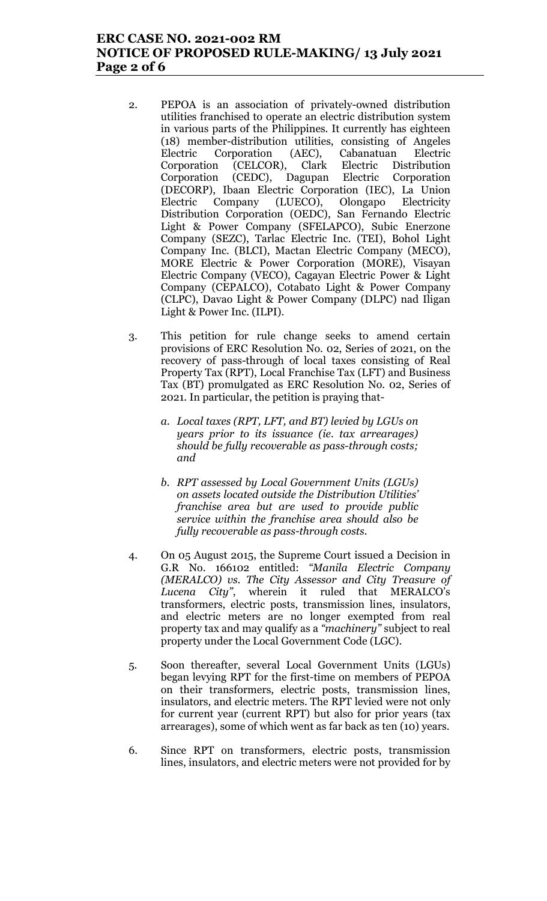2. PEPOA is an association of privately-owned distribution utilities franchised to operate an electric distribution system in various parts of the Philippines. It currently has eighteen (18) member-distribution utilities, consisting of Angeles Electric Corporation (AEC), Cabanatuan Electric Corporation (CELCOR), Clark Electric Distribution Corporation (CEDC), Dagupan Electric Corporation (DECORP), Ibaan Electric Corporation (IEC), La Union Electric Company (LUECO), Olongapo Electricity Distribution Corporation (OEDC), San Fernando Electric Light & Power Company (SFELAPCO), Subic Enerzone Company (SEZC), Tarlac Electric Inc. (TEI), Bohol Light Company Inc. (BLCI), Mactan Electric Company (MECO), MORE Electric & Power Corporation (MORE), Visayan Electric Company (VECO), Cagayan Electric Power & Light Company (CEPALCO), Cotabato Light & Power Company (CLPC), Davao Light & Power Company (DLPC) nad Iligan Light & Power Inc. (ILPI).

3. This petition for rule change seeks to amend certain provisions of ERC Resolution No. 02, Series of 2021, on the recovery of pass-through of local taxes consisting of Real Property Tax (RPT), Local Franchise Tax (LFT) and Business Tax (BT) promulgated as ERC Resolution No. 02, Series of 2021. In particular, the petition is praying that-

   a. *Local taxes (RPT, LFT, and BT) levied by LGUs on years prior to its issuance (ie. tax arrearages) should be fully recoverable as pass-through costs; and*

   b. *RPT assessed by Local Government Units (LGUs) on assets located outside the Distribution Utilities' franchise area but are used to provide public service within the franchise area should also be fully recoverable as pass-through costs.*

4. On 05 August 2015, the Supreme Court issued a Decision in G.R No. 166102 entitled: *"Manila Electric Company (MERALCO) vs. The City Assessor and City Treasure of Lucena City"*, wherein it ruled that MERALCO's transformers, electric posts, transmission lines, insulators, and electric meters are no longer exempted from real property tax and may qualify as a *"machinery"* subject to real property under the Local Government Code (LGC).

5. Soon thereafter, several Local Government Units (LGUs) began levying RPT for the first-time on members of PEPOA on their transformers, electric posts, transmission lines, insulators, and electric meters. The RPT levied were not only for current year (current RPT) but also for prior years (tax arrearages), some of which went as far back as ten (10) years.

6. Since RPT on transformers, electric posts, transmission lines, insulators, and electric meters were not provided for by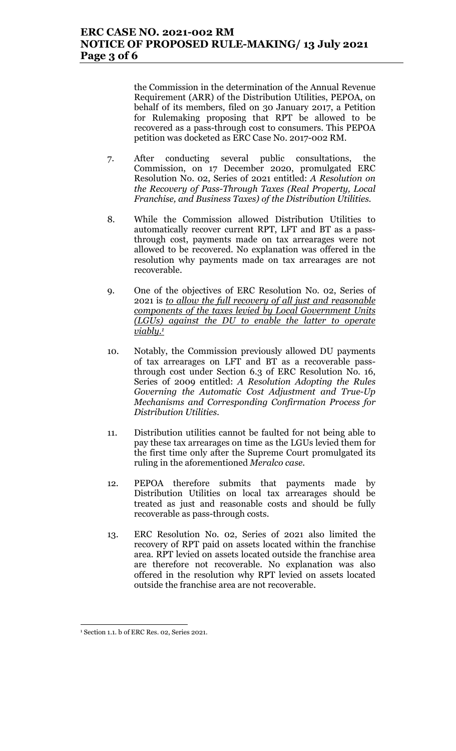the Commission in the determination of the Annual Revenue Requirement (ARR) of the Distribution Utilities, PEPOA, on behalf of its members, filed on 30 January 2017, a Petition for Rulemaking proposing that RPT be allowed to be recovered as a pass-through cost to consumers. This PEPOA petition was docketed as ERC Case No. 2017-002 RM.

7. After conducting several public consultations, the Commission, on 17 December 2020, promulgated ERC Resolution No. 02, Series of 2021 entitled: *A Resolution on the Recovery of Pass-Through Taxes (Real Property, Local Franchise, and Business Taxes) of the Distribution Utilities.*

8. While the Commission allowed Distribution Utilities to automatically recover current RPT, LFT and BT as a pass-through cost, payments made on tax arrearages were not allowed to be recovered. No explanation was offered in the resolution why payments made on tax arrearages are not recoverable.

9. One of the objectives of ERC Resolution No. 02, Series of 2021 is *to allow the full recovery of all just and reasonable components of the taxes levied by Local Government Units (LGUs) against the DU to enable the latter to operate viably.*[1]

10. Notably, the Commission previously allowed DU payments of tax arrearages on LFT and BT as a recoverable pass-through cost under Section 6.3 of ERC Resolution No. 16, Series of 2009 entitled: *A Resolution Adopting the Rules Governing the Automatic Cost Adjustment and True-Up Mechanisms and Corresponding Confirmation Process for Distribution Utilities.*

11. Distribution utilities cannot be faulted for not being able to pay these tax arrearages on time as the LGUs levied them for the first time only after the Supreme Court promulgated its ruling in the aforementioned *Meralco case.*

12. PEPOA therefore submits that payments made by Distribution Utilities on local tax arrearages should be treated as just and reasonable costs and should be fully recoverable as pass-through costs.

13. ERC Resolution No. 02, Series of 2021 also limited the recovery of RPT paid on assets located within the franchise area. RPT levied on assets located outside the franchise area are therefore not recoverable. No explanation was also offered in the resolution why RPT levied on assets located outside the franchise area are not recoverable.

---

[1] Section 1.1. b of ERC Res. 02, Series 2021.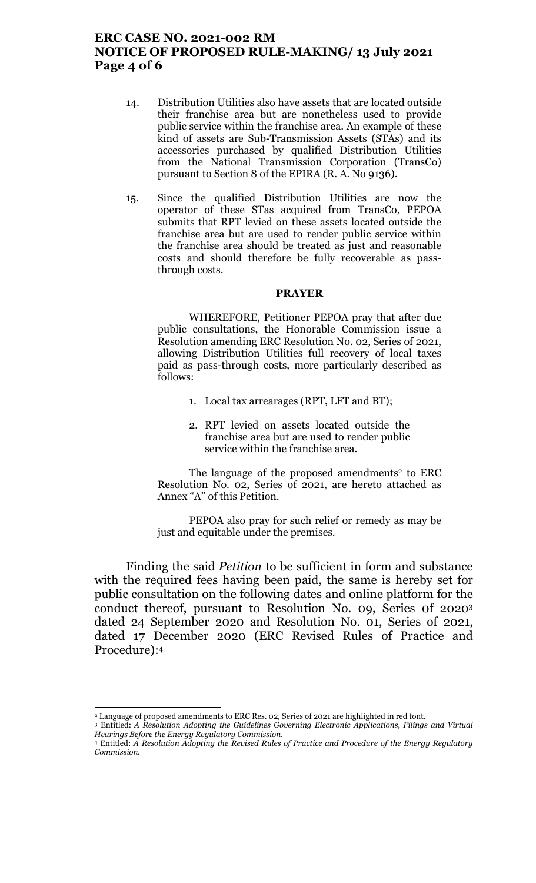14. Distribution Utilities also have assets that are located outside their franchise area but are nonetheless used to provide public service within the franchise area. An example of these kind of assets are Sub-Transmission Assets (STAs) and its accessories purchased by qualified Distribution Utilities from the National Transmission Corporation (TransCo) pursuant to Section 8 of the EPIRA (R. A. No 9136).

15. Since the qualified Distribution Utilities are now the operator of these STas acquired from TransCo, PEPOA submits that RPT levied on these assets located outside the franchise area but are used to render public service within the franchise area should be treated as just and reasonable costs and should therefore be fully recoverable as pass-through costs.

**PRAYER**

WHEREFORE, Petitioner PEPOA pray that after due public consultations, the Honorable Commission issue a Resolution amending ERC Resolution No. 02, Series of 2021, allowing Distribution Utilities full recovery of local taxes paid as pass-through costs, more particularly described as follows:

1. Local tax arrearages (RPT, LFT and BT);
2. RPT levied on assets located outside the franchise area but are used to render public service within the franchise area.

The language of the proposed amendments[2] to ERC Resolution No. 02, Series of 2021, are hereto attached as Annex "A" of this Petition.

PEPOA also pray for such relief or remedy as may be just and equitable under the premises.

Finding the said *Petition* to be sufficient in form and substance with the required fees having been paid, the same is hereby set for public consultation on the following dates and online platform for the conduct thereof, pursuant to Resolution No. 09, Series 0f 2020[3] dated 24 September 2020 and Resolution No. 01, Series of 2021, dated 17 December 2020 (ERC Revised Rules of Practice and Procedure):[4]

---

[2] Language of proposed amendments to ERC Res. 02, Series of 2021 are highlighted in red font.

[3] Entitled: *A Resolution Adopting the Guidelines Governing Electronic Applications, Filings and Virtual Hearings Before the Energy Regulatory Commission.*

[4] Entitled: *A Resolution Adopting the Revised Rules of Practice and Procedure of the Energy Regulatory Commission.*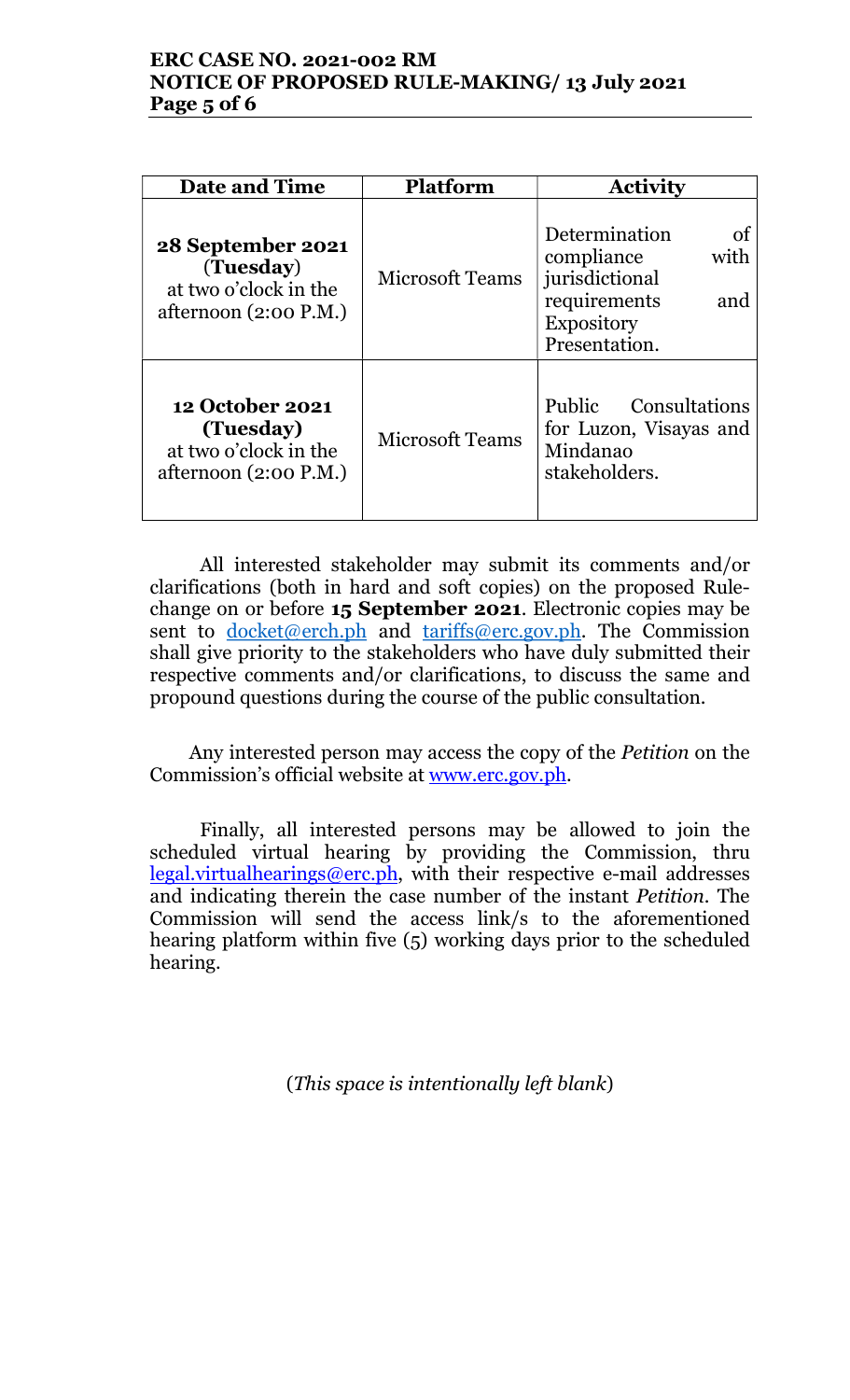| Date and Time | Platform | Activity |
|---|---|---|
| **28 September 2021 (Tuesday)** at two o'clock in the afternoon (2:00 P.M.) | Microsoft Teams | Determination of compliance with jurisdictional requirements and Expository Presentation. |
| **12 October 2021 (Tuesday)** at two o'clock in the afternoon (2:00 P.M.) | Microsoft Teams | Public Consultations for Luzon, Visayas and Mindanao stakeholders. |

All interested stakeholder may submit its comments and/or clarifications (both in hard and soft copies) on the proposed Rule-change on or before **15 September 2021**. Electronic copies may be sent to docket@erch.ph and tariffs@erc.gov.ph. The Commission shall give priority to the stakeholders who have duly submitted their respective comments and/or clarifications, to discuss the same and propound questions during the course of the public consultation.

Any interested person may access the copy of the *Petition* on the Commission's official website at www.erc.gov.ph.

Finally, all interested persons may be allowed to join the scheduled virtual hearing by providing the Commission, thru legal.virtualhearings@erc.ph, with their respective e-mail addresses and indicating therein the case number of the instant *Petition*. The Commission will send the access link/s to the aforementioned hearing platform within five (5) working days prior to the scheduled hearing.

(*This space is intentionally left blank*)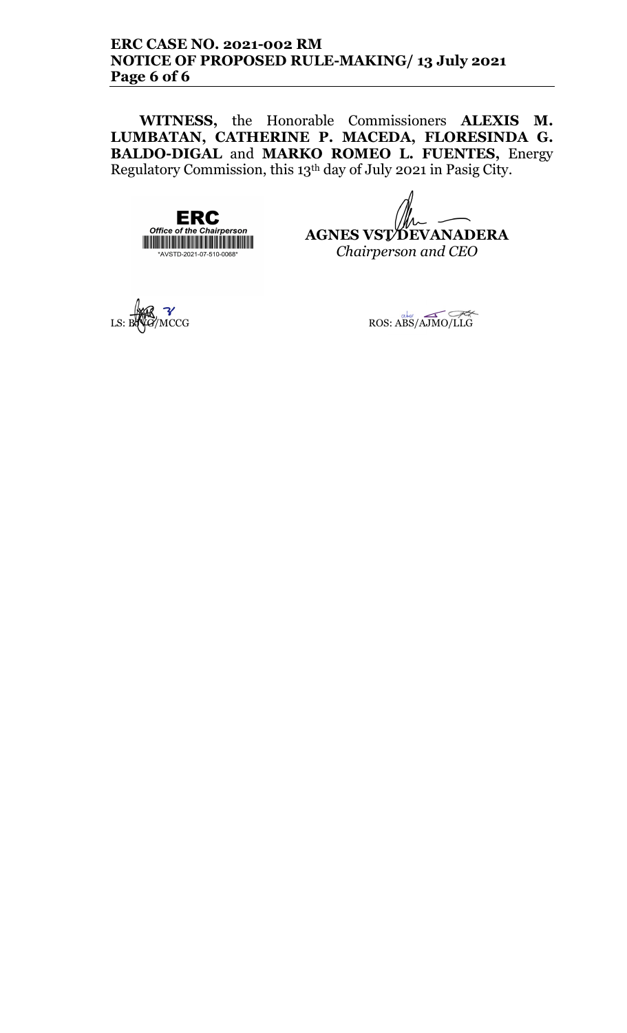**WITNESS,** the Honorable Commissioners **ALEXIS M. LUMBATAN, CATHERINE P. MACEDA, FLORESINDA G. BALDO-DIGAL** and **MARKO ROMEO L. FUENTES,** Energy Regulatory Commission, this 13th day of July 2021 in Pasig City.

ERC
*Office of the Chairperson*
*AVSTD-2021-07-510-0068*

**AGNES VST DEVANADERA**
*Chairperson and CEO*

LS: BNG/MCCG

ROS: ABS/AJMO/LLG